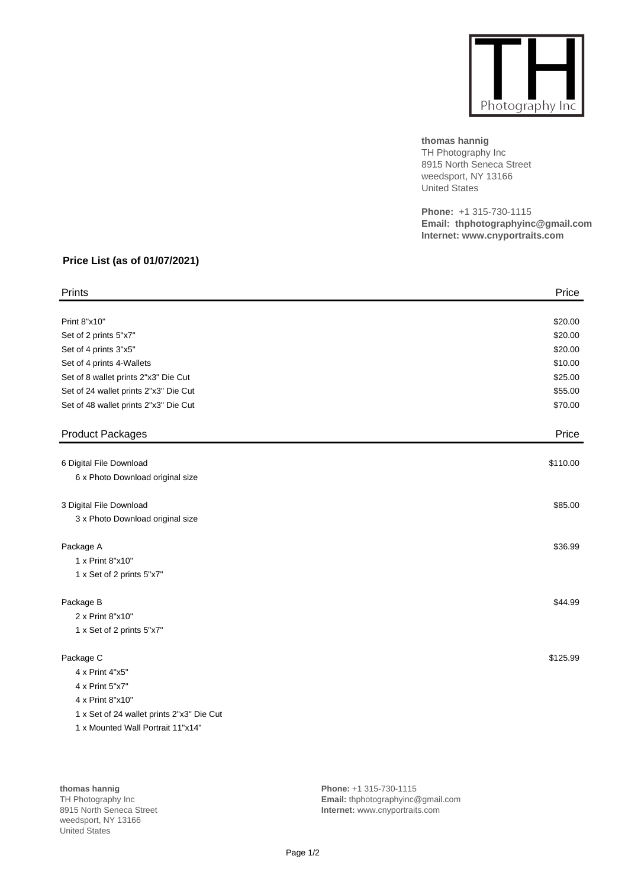**thomas hannig**
TH Photography Inc
8915 North Seneca Street
weedsport, NY 13166
United States

**Phone:** +1 315-730-1115
**Email: thphotographyinc@gmail.com**
**Internet: www.cnyportraits.com**

## Price List (as of 01/07/2021)

| Prints | Price |
|---|---|
| Print 8"x10" | $20.00 |
| Set of 2 prints 5"x7" | $20.00 |
| Set of 4 prints 3"x5" | $20.00 |
| Set of 4 prints 4-Wallets | $10.00 |
| Set of 8 wallet prints 2"x3" Die Cut | $25.00 |
| Set of 24 wallet prints 2"x3" Die Cut | $55.00 |
| Set of 48 wallet prints 2"x3" Die Cut | $70.00 |

| Product Packages | Price |
|---|---|
| 6 Digital File Download | $110.00 |
| 6 x Photo Download original size | |
| 3 Digital File Download | $85.00 |
| 3 x Photo Download original size | |
| Package A | $36.99 |
| 1 x Print 8"x10" | |
| 1 x Set of 2 prints 5"x7" | |
| Package B | $44.99 |
| 2 x Print 8"x10" | |
| 1 x Set of 2 prints 5"x7" | |
| Package C | $125.99 |
| 4 x Print 4"x5" | |
| 4 x Print 5"x7" | |
| 4 x Print 8"x10" | |
| 1 x Set of 24 wallet prints 2"x3" Die Cut | |
| 1 x Mounted Wall Portrait 11"x14" | |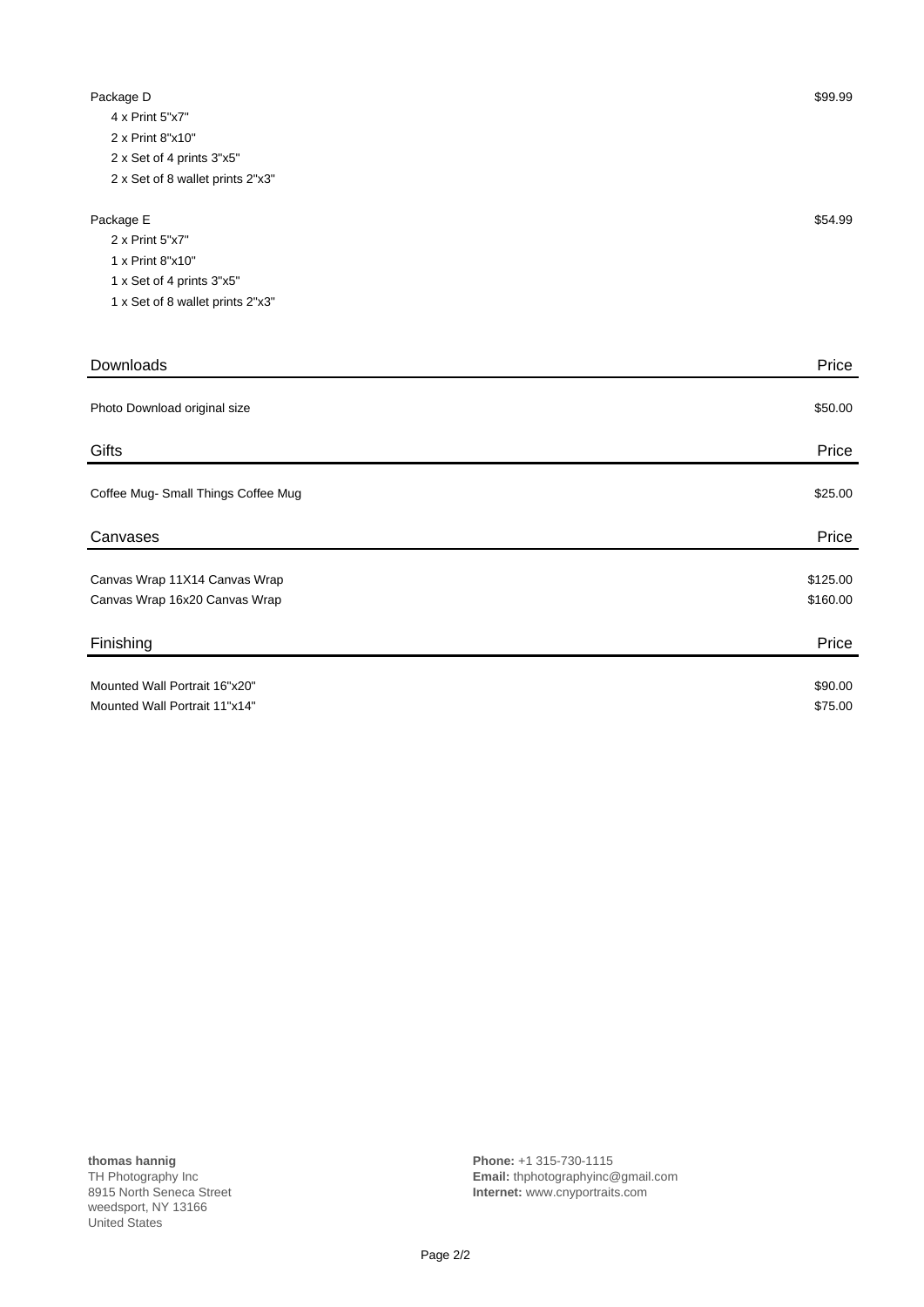| | |
|---|---|
| Package D | $99.99 |
| 4 x Print 5"x7" | |
| 2 x Print 8"x10" | |
| 2 x Set of 4 prints 3"x5" | |
| 2 x Set of 8 wallet prints 2"x3" | |
| Package E | $54.99 |
| 2 x Print 5"x7" | |
| 1 x Print 8"x10" | |
| 1 x Set of 4 prints 3"x5" | |
| 1 x Set of 8 wallet prints 2"x3" | |

| Downloads | Price |
|---|---|
| Photo Download original size | $50.00 |

| Gifts | Price |
|---|---|
| Coffee Mug- Small Things Coffee Mug | $25.00 |

| Canvases | Price |
|---|---|
| Canvas Wrap 11X14 Canvas Wrap | $125.00 |
| Canvas Wrap 16x20 Canvas Wrap | $160.00 |

| Finishing | Price |
|---|---|
| Mounted Wall Portrait 16"x20" | $90.00 |
| Mounted Wall Portrait 11"x14" | $75.00 |

**thomas hannig**
TH Photography Inc
8915 North Seneca Street
weedsport, NY 13166
United States

**Phone:** +1 315-730-1115
**Email:** thphotographyinc@gmail.com
**Internet:** www.cnyportraits.com